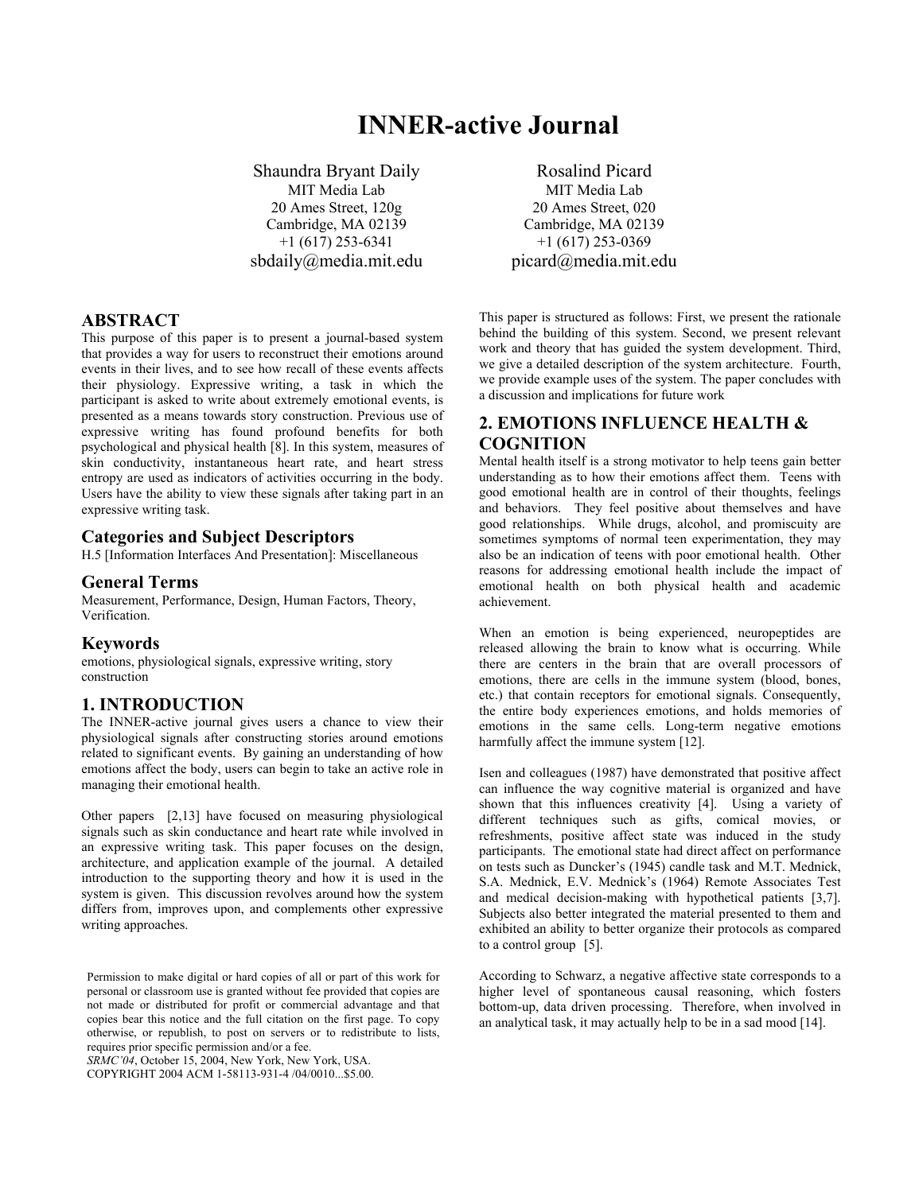# INNER-active Journal

Shaundra Bryant Daily
MIT Media Lab
20 Ames Street, 120g
Cambridge, MA 02139
+1 (617) 253-6341
sbdaily@media.mit.edu

Rosalind Picard
MIT Media Lab
20 Ames Street, 020
Cambridge, MA 02139
+1 (617) 253-0369
picard@media.mit.edu

## ABSTRACT

This purpose of this paper is to present a journal-based system that provides a way for users to reconstruct their emotions around events in their lives, and to see how recall of these events affects their physiology. Expressive writing, a task in which the participant is asked to write about extremely emotional events, is presented as a means towards story construction. Previous use of expressive writing has found profound benefits for both psychological and physical health [8]. In this system, measures of skin conductivity, instantaneous heart rate, and heart stress entropy are used as indicators of activities occurring in the body. Users have the ability to view these signals after taking part in an expressive writing task.

### Categories and Subject Descriptors

H.5 [Information Interfaces And Presentation]: Miscellaneous

### General Terms

Measurement, Performance, Design, Human Factors, Theory, Verification.

### Keywords

emotions, physiological signals, expressive writing, story construction

## 1. INTRODUCTION

The INNER-active journal gives users a chance to view their physiological signals after constructing stories around emotions related to significant events. By gaining an understanding of how emotions affect the body, users can begin to take an active role in managing their emotional health.

Other papers [2,13] have focused on measuring physiological signals such as skin conductance and heart rate while involved in an expressive writing task. This paper focuses on the design, architecture, and application example of the journal. A detailed introduction to the supporting theory and how it is used in the system is given. This discussion revolves around how the system differs from, improves upon, and complements other expressive writing approaches.

Permission to make digital or hard copies of all or part of this work for personal or classroom use is granted without fee provided that copies are not made or distributed for profit or commercial advantage and that copies bear this notice and the full citation on the first page. To copy otherwise, or republish, to post on servers or to redistribute to lists, requires prior specific permission and/or a fee.
*SRMC'04*, October 15, 2004, New York, New York, USA.
COPYRIGHT 2004 ACM 1-58113-931-4 /04/0010...$5.00.

This paper is structured as follows: First, we present the rationale behind the building of this system. Second, we present relevant work and theory that has guided the system development. Third, we give a detailed description of the system architecture. Fourth, we provide example uses of the system. The paper concludes with a discussion and implications for future work

## 2. EMOTIONS INFLUENCE HEALTH & COGNITION

Mental health itself is a strong motivator to help teens gain better understanding as to how their emotions affect them. Teens with good emotional health are in control of their thoughts, feelings and behaviors. They feel positive about themselves and have good relationships. While drugs, alcohol, and promiscuity are sometimes symptoms of normal teen experimentation, they may also be an indication of teens with poor emotional health. Other reasons for addressing emotional health include the impact of emotional health on both physical health and academic achievement.

When an emotion is being experienced, neuropeptides are released allowing the brain to know what is occurring. While there are centers in the brain that are overall processors of emotions, there are cells in the immune system (blood, bones, etc.) that contain receptors for emotional signals. Consequently, the entire body experiences emotions, and holds memories of emotions in the same cells. Long-term negative emotions harmfully affect the immune system [12].

Isen and colleagues (1987) have demonstrated that positive affect can influence the way cognitive material is organized and have shown that this influences creativity [4]. Using a variety of different techniques such as gifts, comical movies, or refreshments, positive affect state was induced in the study participants. The emotional state had direct affect on performance on tests such as Duncker's (1945) candle task and M.T. Mednick, S.A. Mednick, E.V. Mednick's (1964) Remote Associates Test and medical decision-making with hypothetical patients [3,7]. Subjects also better integrated the material presented to them and exhibited an ability to better organize their protocols as compared to a control group [5].

According to Schwarz, a negative affective state corresponds to a higher level of spontaneous causal reasoning, which fosters bottom-up, data driven processing. Therefore, when involved in an analytical task, it may actually help to be in a sad mood [14].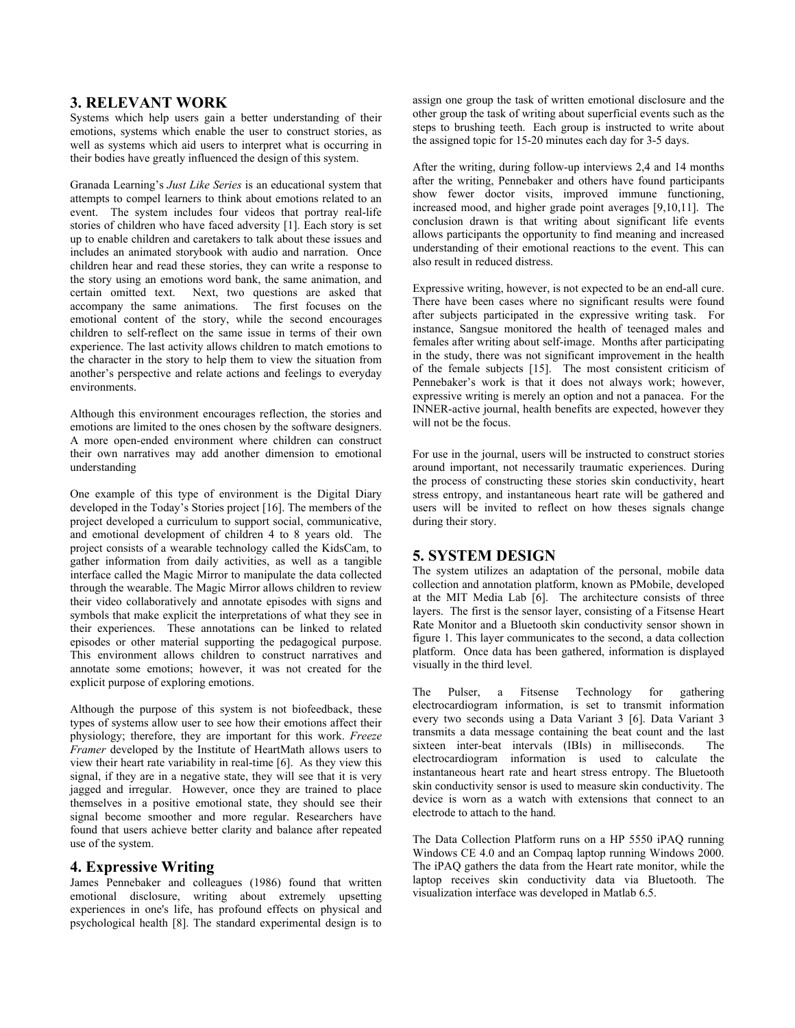## 3. RELEVANT WORK

Systems which help users gain a better understanding of their emotions, systems which enable the user to construct stories, as well as systems which aid users to interpret what is occurring in their bodies have greatly influenced the design of this system.

Granada Learning's *Just Like Series* is an educational system that attempts to compel learners to think about emotions related to an event. The system includes four videos that portray real-life stories of children who have faced adversity [1]. Each story is set up to enable children and caretakers to talk about these issues and includes an animated storybook with audio and narration. Once children hear and read these stories, they can write a response to the story using an emotions word bank, the same animation, and certain omitted text. Next, two questions are asked that accompany the same animations. The first focuses on the emotional content of the story, while the second encourages children to self-reflect on the same issue in terms of their own experience. The last activity allows children to match emotions to the character in the story to help them to view the situation from another's perspective and relate actions and feelings to everyday environments.

Although this environment encourages reflection, the stories and emotions are limited to the ones chosen by the software designers. A more open-ended environment where children can construct their own narratives may add another dimension to emotional understanding

One example of this type of environment is the Digital Diary developed in the Today's Stories project [16]. The members of the project developed a curriculum to support social, communicative, and emotional development of children 4 to 8 years old. The project consists of a wearable technology called the KidsCam, to gather information from daily activities, as well as a tangible interface called the Magic Mirror to manipulate the data collected through the wearable. The Magic Mirror allows children to review their video collaboratively and annotate episodes with signs and symbols that make explicit the interpretations of what they see in their experiences. These annotations can be linked to related episodes or other material supporting the pedagogical purpose. This environment allows children to construct narratives and annotate some emotions; however, it was not created for the explicit purpose of exploring emotions.

Although the purpose of this system is not biofeedback, these types of systems allow user to see how their emotions affect their physiology; therefore, they are important for this work. *Freeze Framer* developed by the Institute of HeartMath allows users to view their heart rate variability in real-time [6]. As they view this signal, if they are in a negative state, they will see that it is very jagged and irregular. However, once they are trained to place themselves in a positive emotional state, they should see their signal become smoother and more regular. Researchers have found that users achieve better clarity and balance after repeated use of the system.

## 4. Expressive Writing

James Pennebaker and colleagues (1986) found that written emotional disclosure, writing about extremely upsetting experiences in one's life, has profound effects on physical and psychological health [8]. The standard experimental design is to assign one group the task of written emotional disclosure and the other group the task of writing about superficial events such as the steps to brushing teeth. Each group is instructed to write about the assigned topic for 15-20 minutes each day for 3-5 days.

After the writing, during follow-up interviews 2,4 and 14 months after the writing, Pennebaker and others have found participants show fewer doctor visits, improved immune functioning, increased mood, and higher grade point averages [9,10,11]. The conclusion drawn is that writing about significant life events allows participants the opportunity to find meaning and increased understanding of their emotional reactions to the event. This can also result in reduced distress.

Expressive writing, however, is not expected to be an end-all cure. There have been cases where no significant results were found after subjects participated in the expressive writing task. For instance, Sangsue monitored the health of teenaged males and females after writing about self-image. Months after participating in the study, there was not significant improvement in the health of the female subjects [15]. The most consistent criticism of Pennebaker's work is that it does not always work; however, expressive writing is merely an option and not a panacea. For the INNER-active journal, health benefits are expected, however they will not be the focus.

For use in the journal, users will be instructed to construct stories around important, not necessarily traumatic experiences. During the process of constructing these stories skin conductivity, heart stress entropy, and instantaneous heart rate will be gathered and users will be invited to reflect on how theses signals change during their story.

## 5. SYSTEM DESIGN

The system utilizes an adaptation of the personal, mobile data collection and annotation platform, known as PMobile, developed at the MIT Media Lab [6]. The architecture consists of three layers. The first is the sensor layer, consisting of a Fitsense Heart Rate Monitor and a Bluetooth skin conductivity sensor shown in figure 1. This layer communicates to the second, a data collection platform. Once data has been gathered, information is displayed visually in the third level.

The Pulser, a Fitsense Technology for gathering electrocardiogram information, is set to transmit information every two seconds using a Data Variant 3 [6]. Data Variant 3 transmits a data message containing the beat count and the last sixteen inter-beat intervals (IBIs) in milliseconds. The electrocardiogram information is used to calculate the instantaneous heart rate and heart stress entropy. The Bluetooth skin conductivity sensor is used to measure skin conductivity. The device is worn as a watch with extensions that connect to an electrode to attach to the hand.

The Data Collection Platform runs on a HP 5550 iPAQ running Windows CE 4.0 and an Compaq laptop running Windows 2000. The iPAQ gathers the data from the Heart rate monitor, while the laptop receives skin conductivity data via Bluetooth. The visualization interface was developed in Matlab 6.5.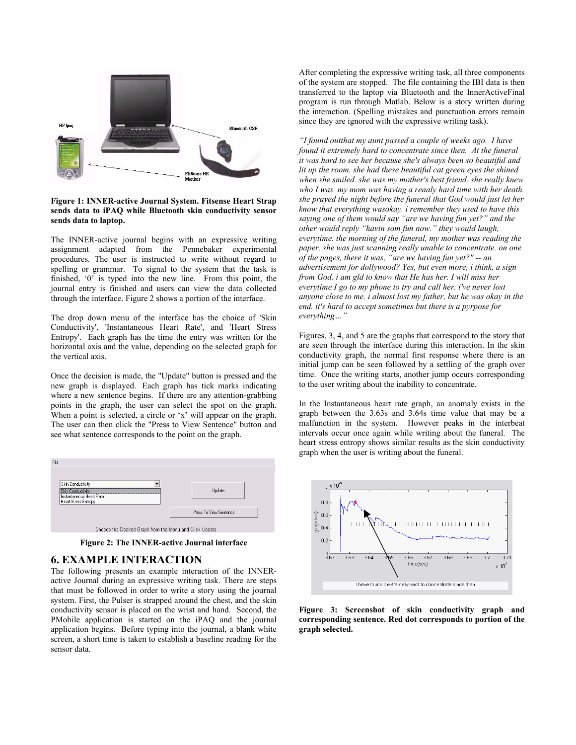**Figure 1: INNER-active Journal System. Fitsense Heart Strap sends data to iPAQ while Bluetooth skin conductivity sensor sends data to laptop.**

The INNER-active journal begins with an expressive writing assignment adapted from the Pennebaker experimental procedures. The user is instructed to write without regard to spelling or grammar. To signal to the system that the task is finished, '0' is typed into the new line. From this point, the journal entry is finished and users can view the data collected through the interface. Figure 2 shows a portion of the interface.

The drop down menu of the interface has the choice of 'Skin Conductivity', 'Instantaneous Heart Rate', and 'Heart Stress Entropy'. Each graph has the time the entry was written for the horizontal axis and the value, depending on the selected graph for the vertical axis.

Once the decision is made, the "Update" button is pressed and the new graph is displayed. Each graph has tick marks indicating where a new sentence begins. If there are any attention-grabbing points in the graph, the user can select the spot on the graph. When a point is selected, a circle or 'x' will appear on the graph. The user can then click the "Press to View Sentence" button and see what sentence corresponds to the point on the graph.

**Figure 2: The INNER-active Journal interface**

## 6. EXAMPLE INTERACTION

The following presents an example interaction of the INNER-active Journal during an expressive writing task. There are steps that must be followed in order to write a story using the journal system. First, the Pulser is strapped around the chest, and the skin conductivity sensor is placed on the wrist and hand. Second, the PMobile application is started on the iPAQ and the journal application begins. Before typing into the journal, a blank white screen, a short time is taken to establish a baseline reading for the sensor data.

After completing the expressive writing task, all three components of the system are stopped. The file containing the IBI data is then transferred to the laptop via Bluetooth and the InnerActiveFinal program is run through Matlab. Below is a story written during the interaction. (Spelling mistakes and punctuation errors remain since they are ignored with the expressive writing task).

*"I found outthat my aunt passed a couple of weeks ago. I have found it extremely hard to concentrate since then. At the funeral it was hard to see her because she's always been so beautiful and lit up the room. she had these beautiful cat green eyes the shined when she smiled. she was my mother's best friend. she really knew who I was. my mom was having a reaaly hard time with her death. she prayed the night before the funeral that God would just let her know that everything wasokay. i remember they used to have this saying one of them would say "are we having fun yet?" and the other would reply "havin som fun now." they would laugh, everytime. the morning of the funeral, my mother was reading the paper. she was just scanning really unable to concentrate. on one of the pages, there it was, "are we having fun yet?" -- an advertisement for dollywood? Yes, but even more, i think, a sign from God. i am gld to know that He has her. I will miss her everytime I go to my phone to try and call her. i've never lost anyone close to me. i almost lost my father, but he was okay in the end. it's hard to accept sometimes but there is a pyrpose for everything…"*

Figures, 3, 4, and 5 are the graphs that correspond to the story that are seen through the interface during this interaction. In the skin conductivity graph, the normal first response where there is an initial jump can be seen followed by a settling of the graph over time. Once the writing starts, another jump occurs corresponding to the user writing about the inability to concentrate.

In the Instantaneous heart rate graph, an anomaly exists in the graph between the 3.63s and 3.64s time value that may be a malfunction in the system. However peaks in the interbeat intervals occur once again while writing about the funeral. The heart stress entropy shows similar results as the skin conductivity graph when the user is writing about the funeral.

**Figure 3: Screenshot of skin conductivity graph and corresponding sentence. Red dot corresponds to portion of the graph selected.**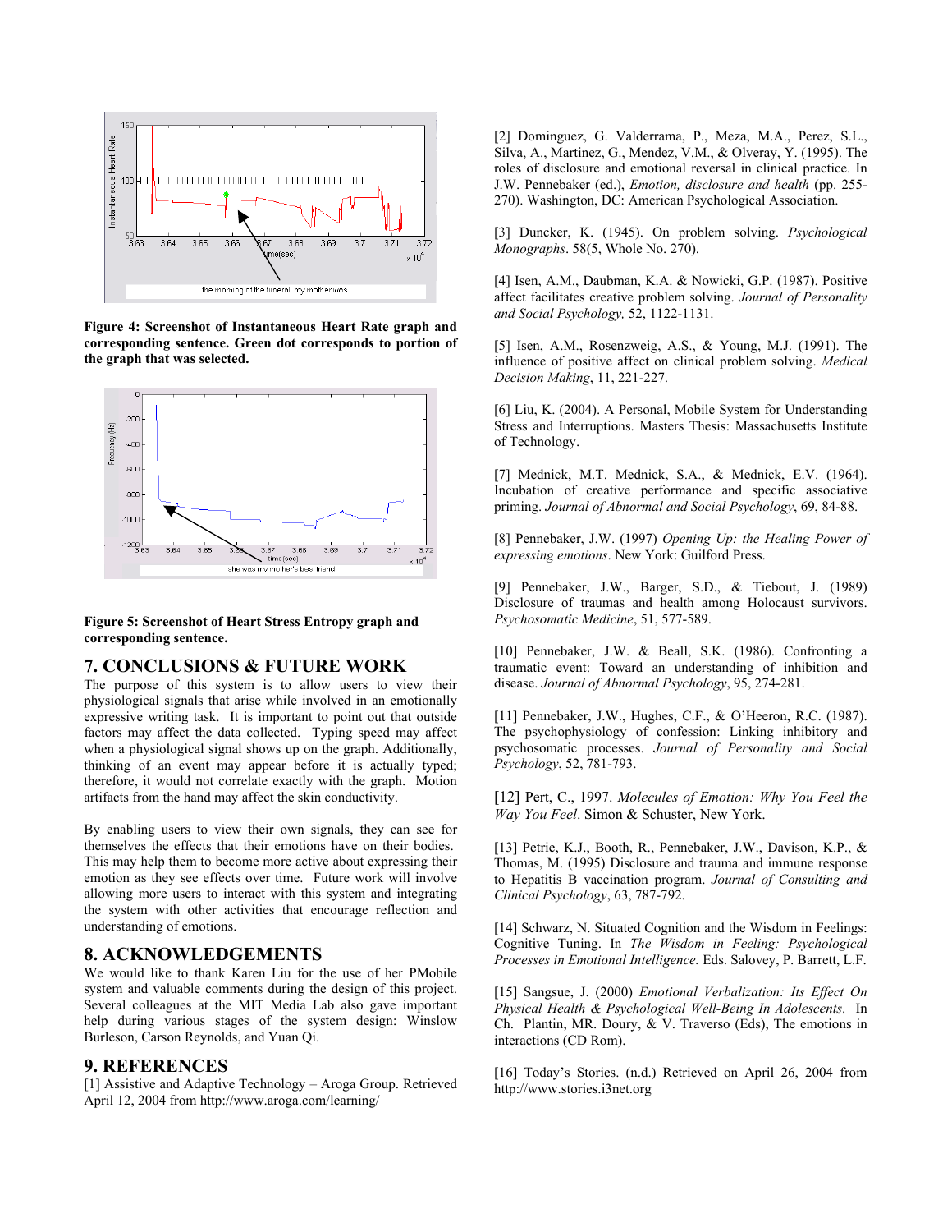150

100

50

Instantaneous Heart Rate

3.63 3.64 3.65 3.66 3.67 3.68 3.69 3.7 3.71 3.72

time(sec)

x 10⁴

the morning of the funeral, my mother was

**Figure 4: Screenshot of Instantaneous Heart Rate graph and corresponding sentence. Green dot corresponds to portion of the graph that was selected.**

0

-200

-400

-600

-800

-1000

-1200

Frequency (Hz)

3.63 3.64 3.65 3.66 3.67 3.68 3.69 3.7 3.71 3.72

time(sec)

x 10⁴

she was my mother's best friend

**Figure 5: Screenshot of Heart Stress Entropy graph and corresponding sentence.**

## 7. CONCLUSIONS & FUTURE WORK

The purpose of this system is to allow users to view their physiological signals that arise while involved in an emotionally expressive writing task. It is important to point out that outside factors may affect the data collected. Typing speed may affect when a physiological signal shows up on the graph. Additionally, thinking of an event may appear before it is actually typed; therefore, it would not correlate exactly with the graph. Motion artifacts from the hand may affect the skin conductivity.

By enabling users to view their own signals, they can see for themselves the effects that their emotions have on their bodies. This may help them to become more active about expressing their emotion as they see effects over time. Future work will involve allowing more users to interact with this system and integrating the system with other activities that encourage reflection and understanding of emotions.

## 8. ACKNOWLEDGEMENTS

We would like to thank Karen Liu for the use of her PMobile system and valuable comments during the design of this project. Several colleagues at the MIT Media Lab also gave important help during various stages of the system design: Winslow Burleson, Carson Reynolds, and Yuan Qi.

## 9. REFERENCES

[1] Assistive and Adaptive Technology – Aroga Group. Retrieved April 12, 2004 from http://www.aroga.com/learning/

[2] Dominguez, G. Valderrama, P., Meza, M.A., Perez, S.L., Silva, A., Martinez, G., Mendez, V.M., & Olveray, Y. (1995). The roles of disclosure and emotional reversal in clinical practice. In J.W. Pennebaker (ed.), *Emotion, disclosure and health* (pp. 255-270). Washington, DC: American Psychological Association.

[3] Duncker, K. (1945). On problem solving. *Psychological Monographs*. 58(5, Whole No. 270).

[4] Isen, A.M., Daubman, K.A. & Nowicki, G.P. (1987). Positive affect facilitates creative problem solving. *Journal of Personality and Social Psychology,* 52, 1122-1131.

[5] Isen, A.M., Rosenzweig, A.S., & Young, M.J. (1991). The influence of positive affect on clinical problem solving. *Medical Decision Making*, 11, 221-227.

[6] Liu, K. (2004). A Personal, Mobile System for Understanding Stress and Interruptions. Masters Thesis: Massachusetts Institute of Technology.

[7] Mednick, M.T. Mednick, S.A., & Mednick, E.V. (1964). Incubation of creative performance and specific associative priming. *Journal of Abnormal and Social Psychology*, 69, 84-88.

[8] Pennebaker, J.W. (1997) *Opening Up: the Healing Power of expressing emotions*. New York: Guilford Press.

[9] Pennebaker, J.W., Barger, S.D., & Tiebout, J. (1989) Disclosure of traumas and health among Holocaust survivors. *Psychosomatic Medicine*, 51, 577-589.

[10] Pennebaker, J.W. & Beall, S.K. (1986). Confronting a traumatic event: Toward an understanding of inhibition and disease. *Journal of Abnormal Psychology*, 95, 274-281.

[11] Pennebaker, J.W., Hughes, C.F., & O'Heeron, R.C. (1987). The psychophysiology of confession: Linking inhibitory and psychosomatic processes. *Journal of Personality and Social Psychology*, 52, 781-793.

[12] Pert, C., 1997. *Molecules of Emotion: Why You Feel the Way You Feel*. Simon & Schuster, New York.

[13] Petrie, K.J., Booth, R., Pennebaker, J.W., Davison, K.P., & Thomas, M. (1995) Disclosure and trauma and immune response to Hepatitis B vaccination program. *Journal of Consulting and Clinical Psychology*, 63, 787-792.

[14] Schwarz, N. Situated Cognition and the Wisdom in Feelings: Cognitive Tuning. In *The Wisdom in Feeling: Psychological Processes in Emotional Intelligence.* Eds. Salovey, P. Barrett, L.F.

[15] Sangsue, J. (2000) *Emotional Verbalization: Its Effect On Physical Health & Psychological Well-Being In Adolescents*. In Ch. Plantin, MR. Doury, & V. Traverso (Eds), The emotions in interactions (CD Rom).

[16] Today's Stories. (n.d.) Retrieved on April 26, 2004 from http://www.stories.i3net.org